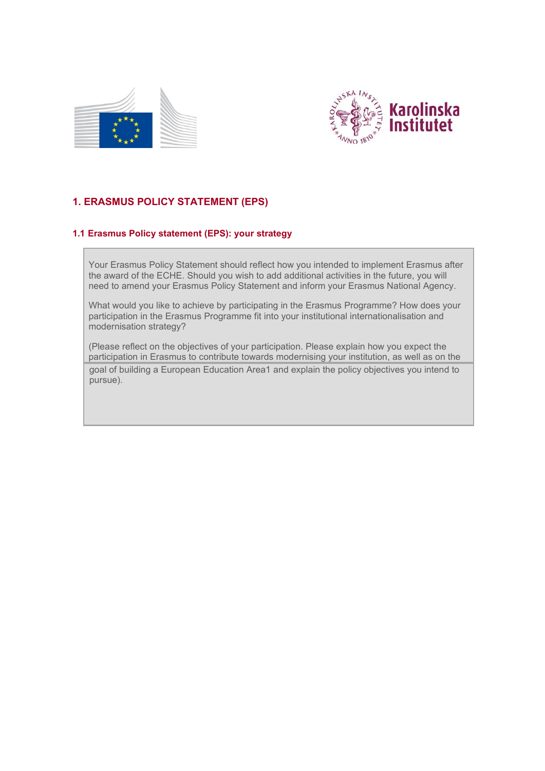## 1. ERASMUS POLICY STATEMENT (EPS)

### 1.1 Erasmus Policy statement (EPS): your strategy

Your Erasmus Policy Statement should reflect how you intended to implement Erasmus after the award of the ECHE. Should you wish to add additional activities in the future, you will need to amend your Erasmus Policy Statement and inform your Erasmus National Agency.

What would you like to achieve by participating in the Erasmus Programme? How does your participation in the Erasmus Programme fit into your institutional internationalisation and modernisation strategy?

(Please reflect on the objectives of your participation. Please explain how you expect the participation in Erasmus to contribute towards modernising your institution, as well as on the goal of building a European Education Area[1] and explain the policy objectives you intend to pursue).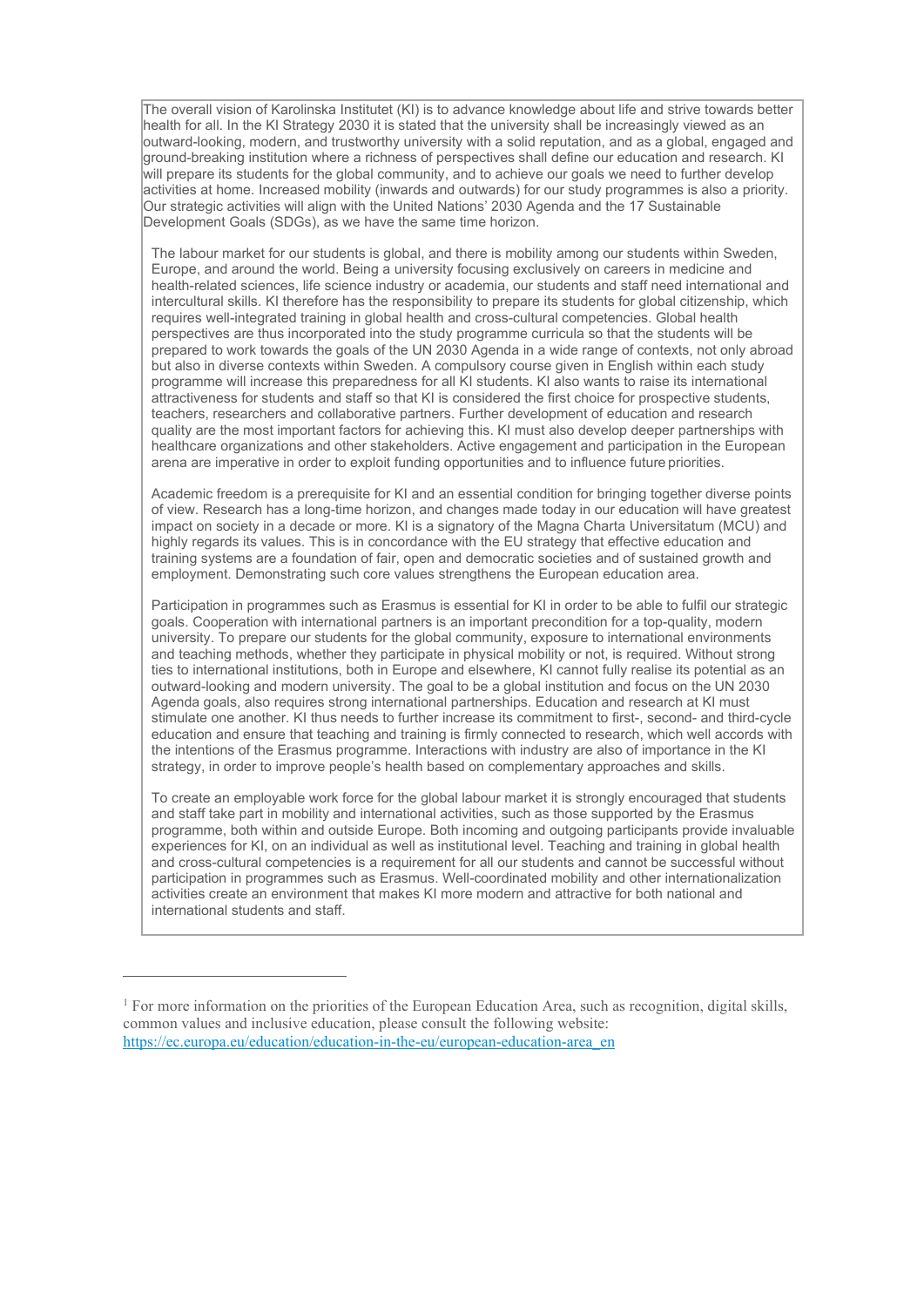The overall vision of Karolinska Institutet (KI) is to advance knowledge about life and strive towards better health for all. In the KI Strategy 2030 it is stated that the university shall be increasingly viewed as an outward-looking, modern, and trustworthy university with a solid reputation, and as a global, engaged and ground-breaking institution where a richness of perspectives shall define our education and research. KI will prepare its students for the global community, and to achieve our goals we need to further develop activities at home. Increased mobility (inwards and outwards) for our study programmes is also a priority. Our strategic activities will align with the United Nations' 2030 Agenda and the 17 Sustainable Development Goals (SDGs), as we have the same time horizon.

The labour market for our students is global, and there is mobility among our students within Sweden, Europe, and around the world. Being a university focusing exclusively on careers in medicine and health-related sciences, life science industry or academia, our students and staff need international and intercultural skills. KI therefore has the responsibility to prepare its students for global citizenship, which requires well-integrated training in global health and cross-cultural competencies. Global health perspectives are thus incorporated into the study programme curricula so that the students will be prepared to work towards the goals of the UN 2030 Agenda in a wide range of contexts, not only abroad but also in diverse contexts within Sweden. A compulsory course given in English within each study programme will increase this preparedness for all KI students. KI also wants to raise its international attractiveness for students and staff so that KI is considered the first choice for prospective students, teachers, researchers and collaborative partners. Further development of education and research quality are the most important factors for achieving this. KI must also develop deeper partnerships with healthcare organizations and other stakeholders. Active engagement and participation in the European arena are imperative in order to exploit funding opportunities and to influence future priorities.

Academic freedom is a prerequisite for KI and an essential condition for bringing together diverse points of view. Research has a long-time horizon, and changes made today in our education will have greatest impact on society in a decade or more. KI is a signatory of the Magna Charta Universitatum (MCU) and highly regards its values. This is in concordance with the EU strategy that effective education and training systems are a foundation of fair, open and democratic societies and of sustained growth and employment. Demonstrating such core values strengthens the European education area.

Participation in programmes such as Erasmus is essential for KI in order to be able to fulfil our strategic goals. Cooperation with international partners is an important precondition for a top-quality, modern university. To prepare our students for the global community, exposure to international environments and teaching methods, whether they participate in physical mobility or not, is required. Without strong ties to international institutions, both in Europe and elsewhere, KI cannot fully realise its potential as an outward-looking and modern university. The goal to be a global institution and focus on the UN 2030 Agenda goals, also requires strong international partnerships. Education and research at KI must stimulate one another. KI thus needs to further increase its commitment to first-, second- and third-cycle education and ensure that teaching and training is firmly connected to research, which well accords with the intentions of the Erasmus programme. Interactions with industry are also of importance in the KI strategy, in order to improve people's health based on complementary approaches and skills.

To create an employable work force for the global labour market it is strongly encouraged that students and staff take part in mobility and international activities, such as those supported by the Erasmus programme, both within and outside Europe. Both incoming and outgoing participants provide invaluable experiences for KI, on an individual as well as institutional level. Teaching and training in global health and cross-cultural competencies is a requirement for all our students and cannot be successful without participation in programmes such as Erasmus. Well-coordinated mobility and other internationalization activities create an environment that makes KI more modern and attractive for both national and international students and staff.

---

[1] For more information on the priorities of the European Education Area, such as recognition, digital skills, common values and inclusive education, please consult the following website: https://ec.europa.eu/education/education-in-the-eu/european-education-area_en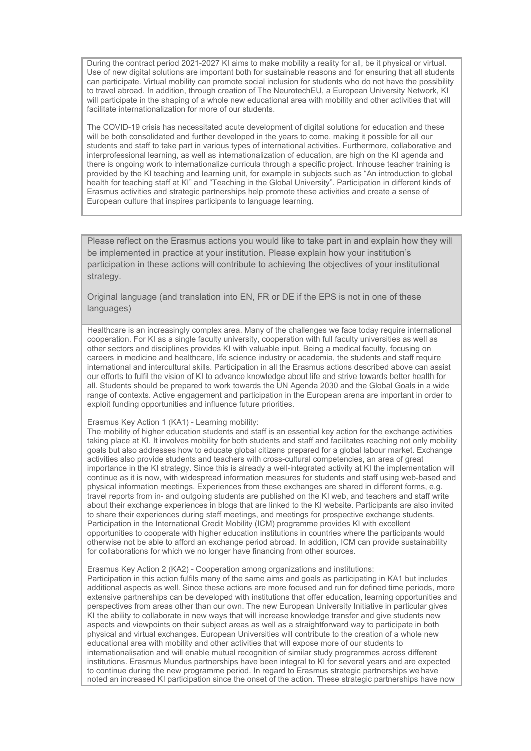During the contract period 2021-2027 KI aims to make mobility a reality for all, be it physical or virtual. Use of new digital solutions are important both for sustainable reasons and for ensuring that all students can participate. Virtual mobility can promote social inclusion for students who do not have the possibility to travel abroad. In addition, through creation of The NeurotechEU, a European University Network, KI will participate in the shaping of a whole new educational area with mobility and other activities that will facilitate internationalization for more of our students.

The COVID-19 crisis has necessitated acute development of digital solutions for education and these will be both consolidated and further developed in the years to come, making it possible for all our students and staff to take part in various types of international activities. Furthermore, collaborative and interprofessional learning, as well as internationalization of education, are high on the KI agenda and there is ongoing work to internationalize curricula through a specific project. Inhouse teacher training is provided by the KI teaching and learning unit, for example in subjects such as "An introduction to global health for teaching staff at KI" and "Teaching in the Global University". Participation in different kinds of Erasmus activities and strategic partnerships help promote these activities and create a sense of European culture that inspires participants to language learning.

Please reflect on the Erasmus actions you would like to take part in and explain how they will be implemented in practice at your institution. Please explain how your institution's participation in these actions will contribute to achieving the objectives of your institutional strategy.

Original language (and translation into EN, FR or DE if the EPS is not in one of these languages)

Healthcare is an increasingly complex area. Many of the challenges we face today require international cooperation. For KI as a single faculty university, cooperation with full faculty universities as well as other sectors and disciplines provides KI with valuable input. Being a medical faculty, focusing on careers in medicine and healthcare, life science industry or academia, the students and staff require international and intercultural skills. Participation in all the Erasmus actions described above can assist our efforts to fulfil the vision of KI to advance knowledge about life and strive towards better health for all. Students should be prepared to work towards the UN Agenda 2030 and the Global Goals in a wide range of contexts. Active engagement and participation in the European arena are important in order to exploit funding opportunities and influence future priorities.

Erasmus Key Action 1 (KA1) - Learning mobility:
The mobility of higher education students and staff is an essential key action for the exchange activities taking place at KI. It involves mobility for both students and staff and facilitates reaching not only mobility goals but also addresses how to educate global citizens prepared for a global labour market. Exchange activities also provide students and teachers with cross-cultural competencies, an area of great importance in the KI strategy. Since this is already a well-integrated activity at KI the implementation will continue as it is now, with widespread information measures for students and staff using web-based and physical information meetings. Experiences from these exchanges are shared in different forms, e.g. travel reports from in- and outgoing students are published on the KI web, and teachers and staff write about their exchange experiences in blogs that are linked to the KI website. Participants are also invited to share their experiences during staff meetings, and meetings for prospective exchange students. Participation in the International Credit Mobility (ICM) programme provides KI with excellent opportunities to cooperate with higher education institutions in countries where the participants would otherwise not be able to afford an exchange period abroad. In addition, ICM can provide sustainability for collaborations for which we no longer have financing from other sources.

Erasmus Key Action 2 (KA2) - Cooperation among organizations and institutions:
Participation in this action fulfils many of the same aims and goals as participating in KA1 but includes additional aspects as well. Since these actions are more focused and run for defined time periods, more extensive partnerships can be developed with institutions that offer education, learning opportunities and perspectives from areas other than our own. The new European University Initiative in particular gives KI the ability to collaborate in new ways that will increase knowledge transfer and give students new aspects and viewpoints on their subject areas as well as a straightforward way to participate in both physical and virtual exchanges. European Universities will contribute to the creation of a whole new educational area with mobility and other activities that will expose more of our students to internationalisation and will enable mutual recognition of similar study programmes across different institutions. Erasmus Mundus partnerships have been integral to KI for several years and are expected to continue during the new programme period. In regard to Erasmus strategic partnerships we have noted an increased KI participation since the onset of the action. These strategic partnerships have now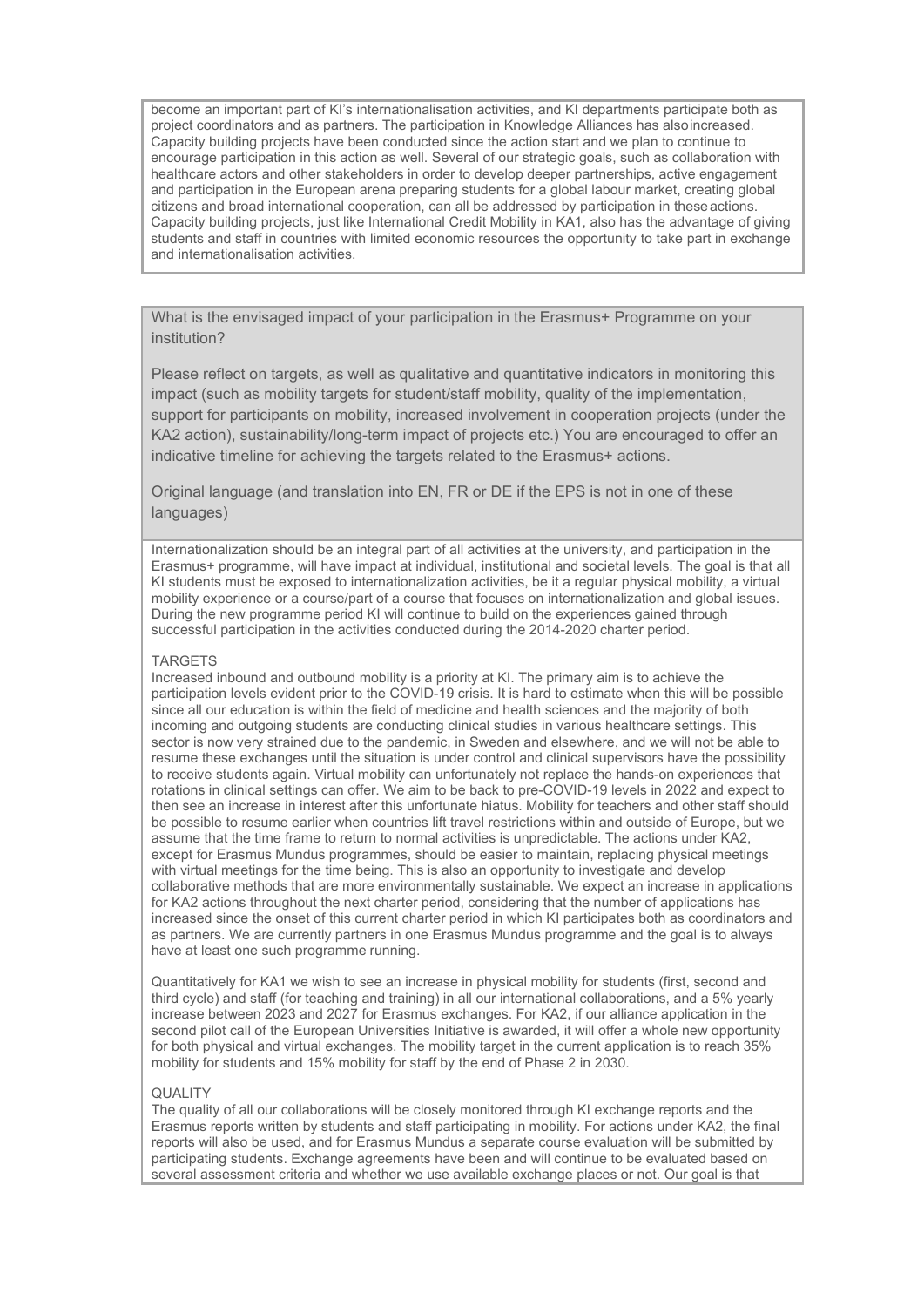become an important part of KI's internationalisation activities, and KI departments participate both as project coordinators and as partners. The participation in Knowledge Alliances has also increased. Capacity building projects have been conducted since the action start and we plan to continue to encourage participation in this action as well. Several of our strategic goals, such as collaboration with healthcare actors and other stakeholders in order to develop deeper partnerships, active engagement and participation in the European arena preparing students for a global labour market, creating global citizens and broad international cooperation, can all be addressed by participation in these actions. Capacity building projects, just like International Credit Mobility in KA1, also has the advantage of giving students and staff in countries with limited economic resources the opportunity to take part in exchange and internationalisation activities.

What is the envisaged impact of your participation in the Erasmus+ Programme on your institution?

Please reflect on targets, as well as qualitative and quantitative indicators in monitoring this impact (such as mobility targets for student/staff mobility, quality of the implementation, support for participants on mobility, increased involvement in cooperation projects (under the KA2 action), sustainability/long-term impact of projects etc.) You are encouraged to offer an indicative timeline for achieving the targets related to the Erasmus+ actions.

Original language (and translation into EN, FR or DE if the EPS is not in one of these languages)

Internationalization should be an integral part of all activities at the university, and participation in the Erasmus+ programme, will have impact at individual, institutional and societal levels. The goal is that all KI students must be exposed to internationalization activities, be it a regular physical mobility, a virtual mobility experience or a course/part of a course that focuses on internationalization and global issues. During the new programme period KI will continue to build on the experiences gained through successful participation in the activities conducted during the 2014-2020 charter period.

TARGETS

Increased inbound and outbound mobility is a priority at KI. The primary aim is to achieve the participation levels evident prior to the COVID-19 crisis. It is hard to estimate when this will be possible since all our education is within the field of medicine and health sciences and the majority of both incoming and outgoing students are conducting clinical studies in various healthcare settings. This sector is now very strained due to the pandemic, in Sweden and elsewhere, and we will not be able to resume these exchanges until the situation is under control and clinical supervisors have the possibility to receive students again. Virtual mobility can unfortunately not replace the hands-on experiences that rotations in clinical settings can offer. We aim to be back to pre-COVID-19 levels in 2022 and expect to then see an increase in interest after this unfortunate hiatus. Mobility for teachers and other staff should be possible to resume earlier when countries lift travel restrictions within and outside of Europe, but we assume that the time frame to return to normal activities is unpredictable. The actions under KA2, except for Erasmus Mundus programmes, should be easier to maintain, replacing physical meetings with virtual meetings for the time being. This is also an opportunity to investigate and develop collaborative methods that are more environmentally sustainable. We expect an increase in applications for KA2 actions throughout the next charter period, considering that the number of applications has increased since the onset of this current charter period in which KI participates both as coordinators and as partners. We are currently partners in one Erasmus Mundus programme and the goal is to always have at least one such programme running.

Quantitatively for KA1 we wish to see an increase in physical mobility for students (first, second and third cycle) and staff (for teaching and training) in all our international collaborations, and a 5% yearly increase between 2023 and 2027 for Erasmus exchanges. For KA2, if our alliance application in the second pilot call of the European Universities Initiative is awarded, it will offer a whole new opportunity for both physical and virtual exchanges. The mobility target in the current application is to reach 35% mobility for students and 15% mobility for staff by the end of Phase 2 in 2030.

QUALITY

The quality of all our collaborations will be closely monitored through KI exchange reports and the Erasmus reports written by students and staff participating in mobility. For actions under KA2, the final reports will also be used, and for Erasmus Mundus a separate course evaluation will be submitted by participating students. Exchange agreements have been and will continue to be evaluated based on several assessment criteria and whether we use available exchange places or not. Our goal is that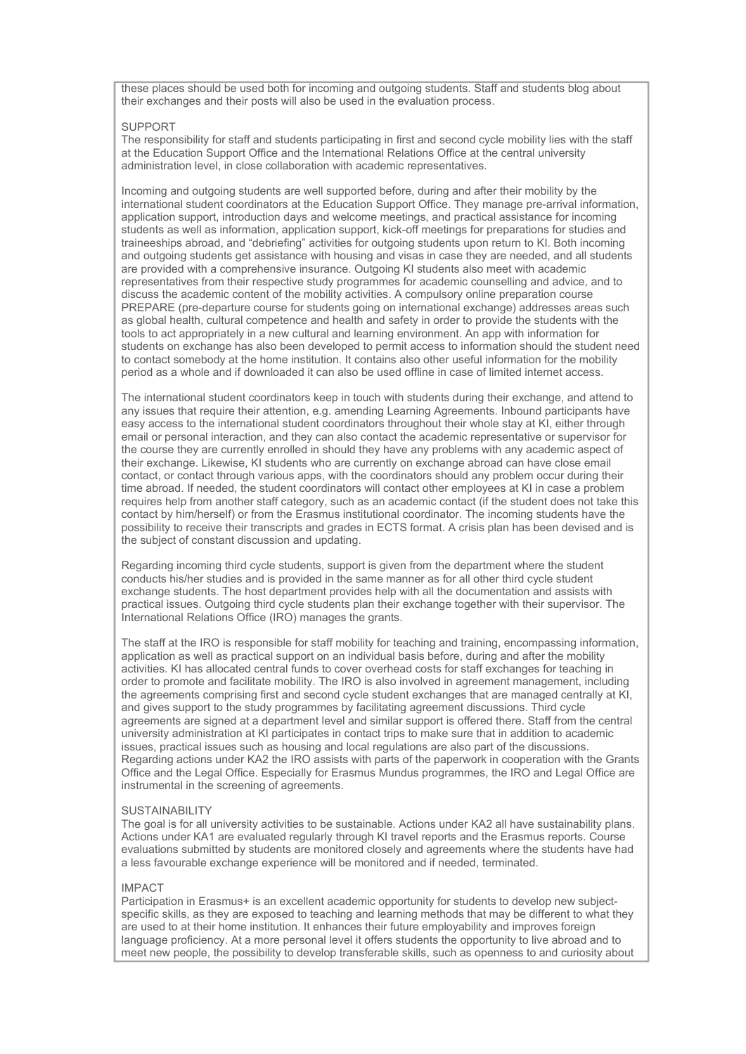these places should be used both for incoming and outgoing students. Staff and students blog about their exchanges and their posts will also be used in the evaluation process.

SUPPORT

The responsibility for staff and students participating in first and second cycle mobility lies with the staff at the Education Support Office and the International Relations Office at the central university administration level, in close collaboration with academic representatives.

Incoming and outgoing students are well supported before, during and after their mobility by the international student coordinators at the Education Support Office. They manage pre-arrival information, application support, introduction days and welcome meetings, and practical assistance for incoming students as well as information, application support, kick-off meetings for preparations for studies and traineeships abroad, and "debriefing" activities for outgoing students upon return to KI. Both incoming and outgoing students get assistance with housing and visas in case they are needed, and all students are provided with a comprehensive insurance. Outgoing KI students also meet with academic representatives from their respective study programmes for academic counselling and advice, and to discuss the academic content of the mobility activities. A compulsory online preparation course PREPARE (pre-departure course for students going on international exchange) addresses areas such as global health, cultural competence and health and safety in order to provide the students with the tools to act appropriately in a new cultural and learning environment. An app with information for students on exchange has also been developed to permit access to information should the student need to contact somebody at the home institution. It contains also other useful information for the mobility period as a whole and if downloaded it can also be used offline in case of limited internet access.

The international student coordinators keep in touch with students during their exchange, and attend to any issues that require their attention, e.g. amending Learning Agreements. Inbound participants have easy access to the international student coordinators throughout their whole stay at KI, either through email or personal interaction, and they can also contact the academic representative or supervisor for the course they are currently enrolled in should they have any problems with any academic aspect of their exchange. Likewise, KI students who are currently on exchange abroad can have close email contact, or contact through various apps, with the coordinators should any problem occur during their time abroad. If needed, the student coordinators will contact other employees at KI in case a problem requires help from another staff category, such as an academic contact (if the student does not take this contact by him/herself) or from the Erasmus institutional coordinator. The incoming students have the possibility to receive their transcripts and grades in ECTS format. A crisis plan has been devised and is the subject of constant discussion and updating.

Regarding incoming third cycle students, support is given from the department where the student conducts his/her studies and is provided in the same manner as for all other third cycle student exchange students. The host department provides help with all the documentation and assists with practical issues. Outgoing third cycle students plan their exchange together with their supervisor. The International Relations Office (IRO) manages the grants.

The staff at the IRO is responsible for staff mobility for teaching and training, encompassing information, application as well as practical support on an individual basis before, during and after the mobility activities. KI has allocated central funds to cover overhead costs for staff exchanges for teaching in order to promote and facilitate mobility. The IRO is also involved in agreement management, including the agreements comprising first and second cycle student exchanges that are managed centrally at KI, and gives support to the study programmes by facilitating agreement discussions. Third cycle agreements are signed at a department level and similar support is offered there. Staff from the central university administration at KI participates in contact trips to make sure that in addition to academic issues, practical issues such as housing and local regulations are also part of the discussions. Regarding actions under KA2 the IRO assists with parts of the paperwork in cooperation with the Grants Office and the Legal Office. Especially for Erasmus Mundus programmes, the IRO and Legal Office are instrumental in the screening of agreements.

SUSTAINABILITY

The goal is for all university activities to be sustainable. Actions under KA2 all have sustainability plans. Actions under KA1 are evaluated regularly through KI travel reports and the Erasmus reports. Course evaluations submitted by students are monitored closely and agreements where the students have had a less favourable exchange experience will be monitored and if needed, terminated.

IMPACT

Participation in Erasmus+ is an excellent academic opportunity for students to develop new subject-specific skills, as they are exposed to teaching and learning methods that may be different to what they are used to at their home institution. It enhances their future employability and improves foreign language proficiency. At a more personal level it offers students the opportunity to live abroad and to meet new people, the possibility to develop transferable skills, such as openness to and curiosity about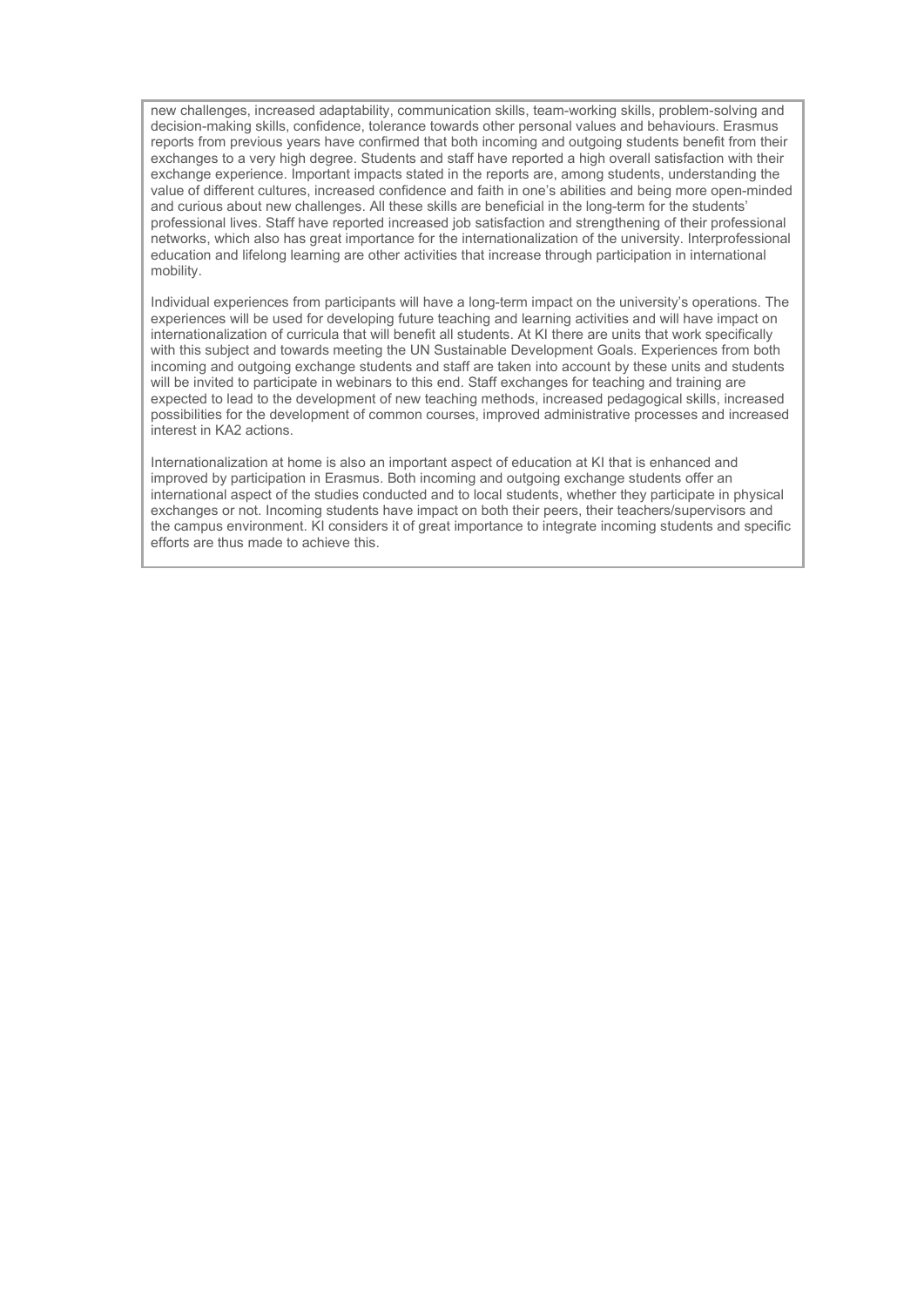new challenges, increased adaptability, communication skills, team-working skills, problem-solving and decision-making skills, confidence, tolerance towards other personal values and behaviours. Erasmus reports from previous years have confirmed that both incoming and outgoing students benefit from their exchanges to a very high degree. Students and staff have reported a high overall satisfaction with their exchange experience. Important impacts stated in the reports are, among students, understanding the value of different cultures, increased confidence and faith in one's abilities and being more open-minded and curious about new challenges. All these skills are beneficial in the long-term for the students' professional lives. Staff have reported increased job satisfaction and strengthening of their professional networks, which also has great importance for the internationalization of the university. Interprofessional education and lifelong learning are other activities that increase through participation in international mobility.

Individual experiences from participants will have a long-term impact on the university's operations. The experiences will be used for developing future teaching and learning activities and will have impact on internationalization of curricula that will benefit all students. At KI there are units that work specifically with this subject and towards meeting the UN Sustainable Development Goals. Experiences from both incoming and outgoing exchange students and staff are taken into account by these units and students will be invited to participate in webinars to this end. Staff exchanges for teaching and training are expected to lead to the development of new teaching methods, increased pedagogical skills, increased possibilities for the development of common courses, improved administrative processes and increased interest in KA2 actions.

Internationalization at home is also an important aspect of education at KI that is enhanced and improved by participation in Erasmus. Both incoming and outgoing exchange students offer an international aspect of the studies conducted and to local students, whether they participate in physical exchanges or not. Incoming students have impact on both their peers, their teachers/supervisors and the campus environment. KI considers it of great importance to integrate incoming students and specific efforts are thus made to achieve this.